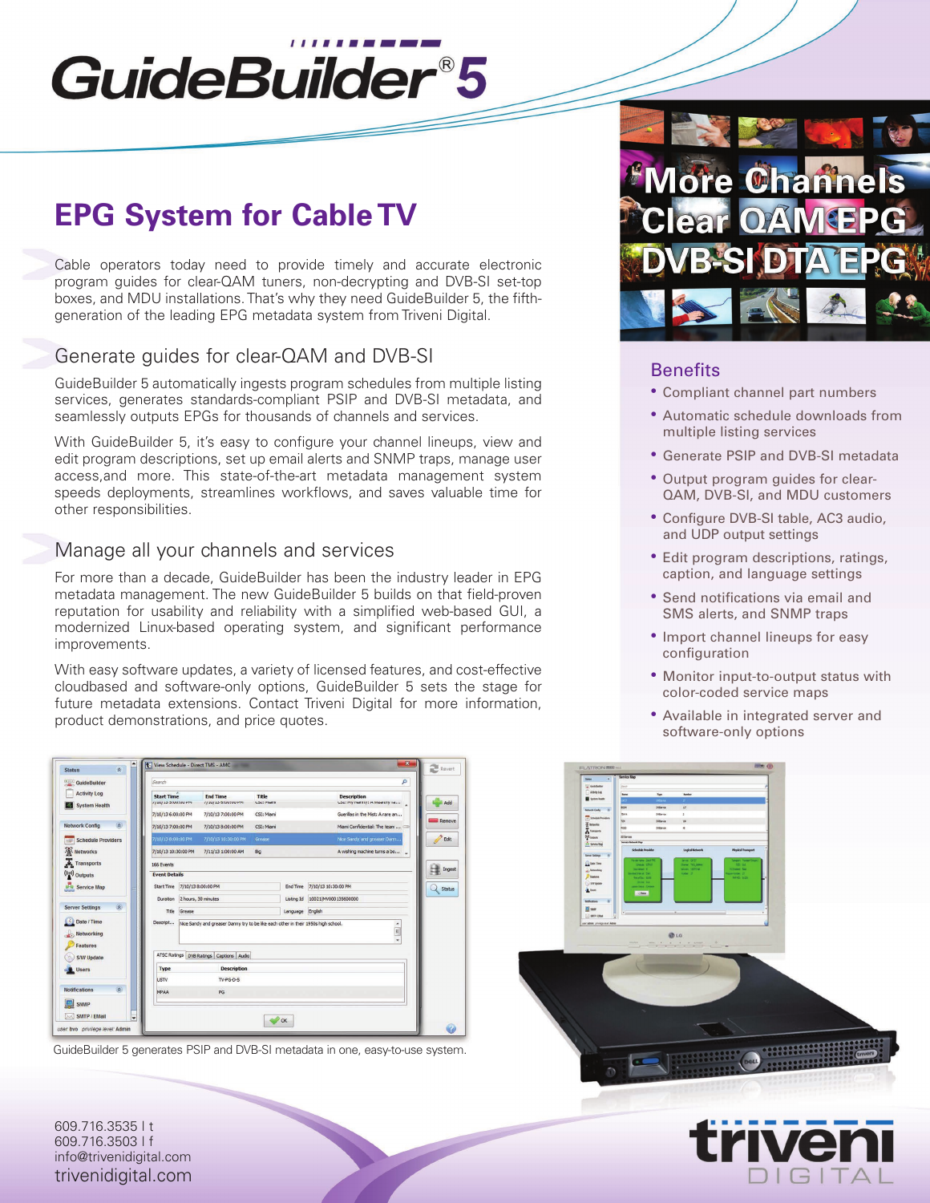# GuideBuilder® 5

## EPG System for Cable TV

Cable operators today need to provide timely and accurate electronic program guides for clear-QAM tuners, non-decrypting and DVB-SI set-top boxes, and MDU installations. That's why they need GuideBuilder 5, the fifth-generation of the leading EPG metadata system from Triveni Digital.

### Generate guides for clear-QAM and DVB-SI

GuideBuilder 5 automatically ingests program schedules from multiple listing services, generates standards-compliant PSIP and DVB-SI metadata, and seamlessly outputs EPGs for thousands of channels and services.

With GuideBuilder 5, it's easy to configure your channel lineups, view and edit program descriptions, set up email alerts and SNMP traps, manage user access,and more. This state-of-the-art metadata management system speeds deployments, streamlines workflows, and saves valuable time for other responsibilities.

### Manage all your channels and services

For more than a decade, GuideBuilder has been the industry leader in EPG metadata management. The new GuideBuilder 5 builds on that field-proven reputation for usability and reliability with a simplified web-based GUI, a modernized Linux-based operating system, and significant performance improvements.

With easy software updates, a variety of licensed features, and cost-effective cloudbased and software-only options, GuideBuilder 5 sets the stage for future metadata extensions. Contact Triveni Digital for more information, product demonstrations, and price quotes.

More Channels
Clear QAM EPG
DVB-SI DTA EPG

### Benefits

- Compliant channel part numbers
- Automatic schedule downloads from multiple listing services
- Generate PSIP and DVB-SI metadata
- Output program guides for clear-QAM, DVB-SI, and MDU customers
- Configure DVB-SI table, AC3 audio, and UDP output settings
- Edit program descriptions, ratings, caption, and language settings
- Send notifications via email and SMS alerts, and SNMP traps
- Import channel lineups for easy configuration
- Monitor input-to-output status with color-coded service maps
- Available in integrated server and software-only options

GuideBuilder 5 generates PSIP and DVB-SI metadata in one, easy-to-use system.

609.716.3535 | t
609.716.3503 | f
info@trivenidigital.com
trivenidigital.com

triveni DIGITAL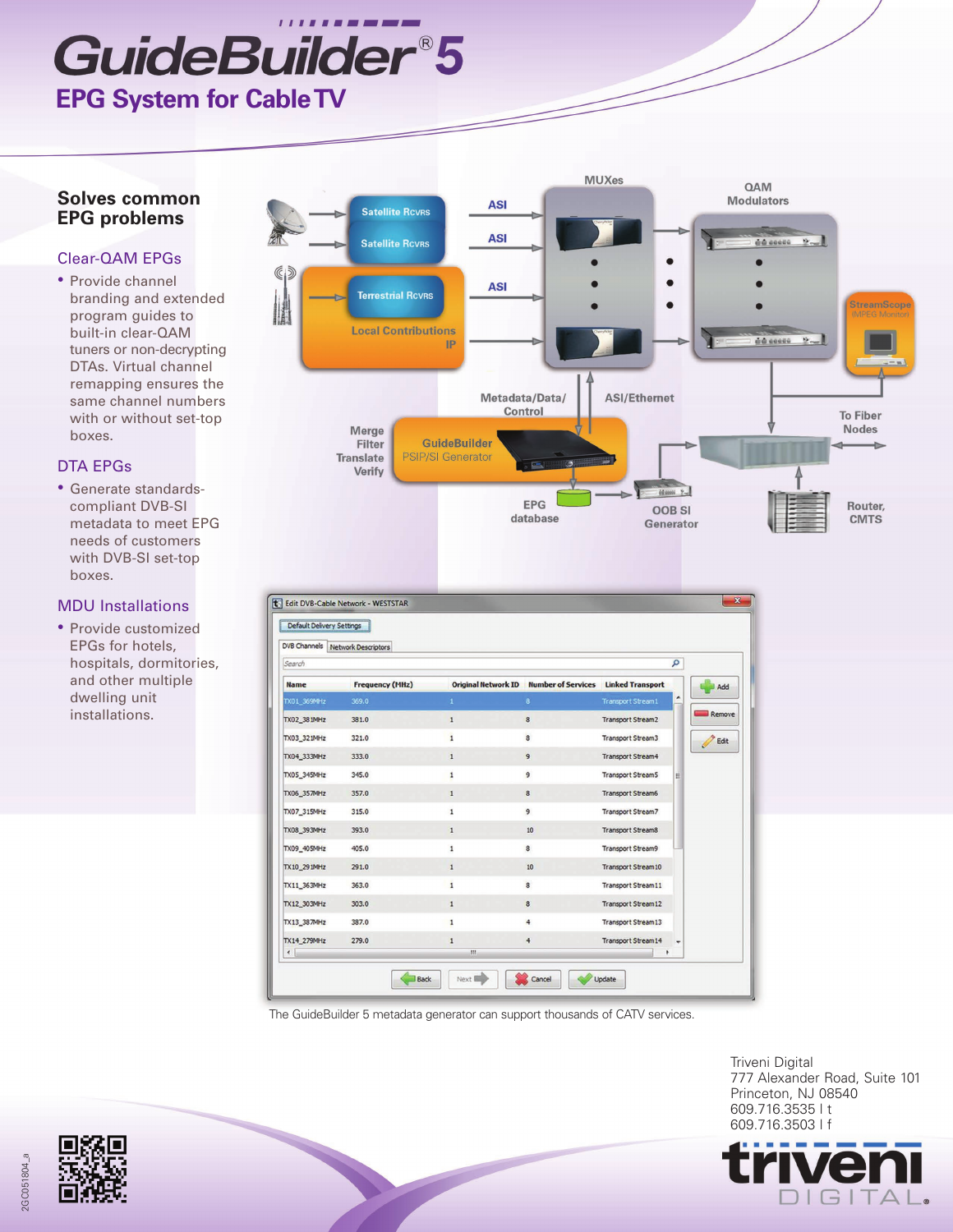# GuideBuilder® 5

## EPG System for Cable TV

### Solves common EPG problems

#### Clear-QAM EPGs

- Provide channel branding and extended program guides to built-in clear-QAM tuners or non-decrypting DTAs. Virtual channel remapping ensures the same channel numbers with or without set-top boxes.

#### DTA EPGs

- Generate standards-compliant DVB-SI metadata to meet EPG needs of customers with DVB-SI set-top boxes.

#### MDU Installations

- Provide customized EPGs for hotels, hospitals, dormitories, and other multiple dwelling unit installations.

Satellite Rcvrs
Satellite Rcvrs
Terrestrial Rcvrs
Local Contributions
IP
ASI
ASI
ASI
MUXes
QAM Modulators
StreamScope
MPEG Monitor
Metadata/Data/Control
ASI/Ethernet
Merge
Filter
Translate
Verify
GuideBuilder
PSIP/SI Generator
EPG database
OOB SI Generator
To Fiber Nodes
Router, CMTS

Edit DVB-Cable Network - WESTSTAR

Default Delivery Settings

DVB Channels | Network Descriptors

| Name | Frequency (MHz) | Original Network ID | Number of Services | Linked Transport |
|---|---|---|---|---|
| TX01_369MHz | 369.0 | 1 | 8 | Transport Stream1 |
| TX02_381MHz | 381.0 | 1 | 8 | Transport Stream2 |
| TX03_321MHz | 321.0 | 1 | 8 | Transport Stream3 |
| TX04_333MHz | 333.0 | 1 | 9 | Transport Stream4 |
| TX05_345MHz | 345.0 | 1 | 9 | Transport Stream5 |
| TX06_357MHz | 357.0 | 1 | 8 | Transport Stream6 |
| TX07_315MHz | 315.0 | 1 | 9 | Transport Stream7 |
| TX08_393MHz | 393.0 | 1 | 10 | Transport Stream8 |
| TX09_405MHz | 405.0 | 1 | 8 | Transport Stream9 |
| TX10_291MHz | 291.0 | 1 | 10 | Transport Stream10 |
| TX11_363MHz | 363.0 | 1 | 8 | Transport Stream11 |
| TX12_303MHz | 303.0 | 1 | 8 | Transport Stream12 |
| TX13_387MHz | 387.0 | 1 | 4 | Transport Stream13 |
| TX14_279MHz | 279.0 | 1 | 4 | Transport Stream14 |

Add | Remove | Edit

Back | Next | Cancel | Update

The GuideBuilder 5 metadata generator can support thousands of CATV services.

Triveni Digital
777 Alexander Road, Suite 101
Princeton, NJ 08540
609.716.3535 I t
609.716.3503 I f

triveni DIGITAL

2GC051804_a